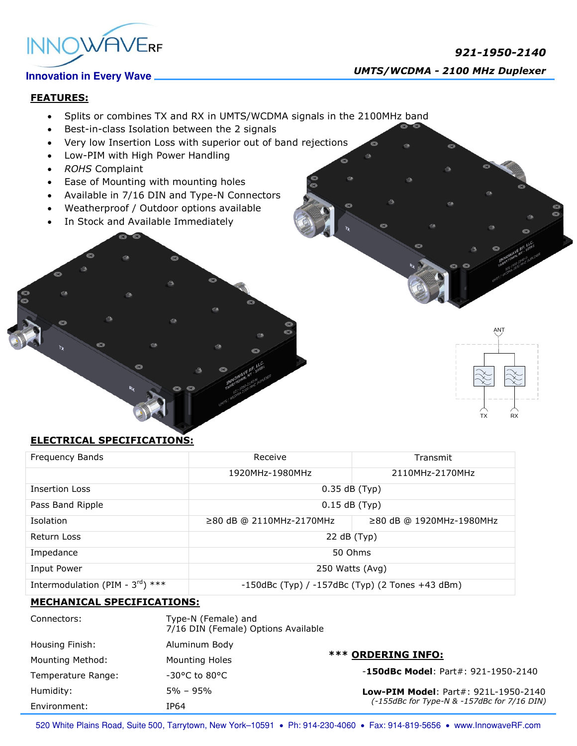**921-1950-2140**

**UMTS/WCDMA - 2100 MHz Duplexer**

Innovation in Every Wave

## FEATURES:

- Splits or combines TX and RX in UMTS/WCDMA signals in the 2100MHz band
- Best-in-class Isolation between the 2 signals
- Very low Insertion Loss with superior out of band rejections
- Low-PIM with High Power Handling
- *ROHS* Complaint
- Ease of Mounting with mounting holes
- Available in 7/16 DIN and Type-N Connectors
- Weatherproof / Outdoor options available
- In Stock and Available Immediately

## ELECTRICAL SPECIFICATIONS:

| Frequency Bands | Receive | Transmit |
|---|---|---|
| | 1920MHz-1980MHz | 2110MHz-2170MHz |
| Insertion Loss | 0.35 dB (Typ) | |
| Pass Band Ripple | 0.15 dB (Typ) | |
| Isolation | ≥80 dB @ 2110MHz-2170MHz | ≥80 dB @ 1920MHz-1980MHz |
| Return Loss | 22 dB (Typ) | |
| Impedance | 50 Ohms | |
| Input Power | 250 Watts (Avg) | |
| Intermodulation (PIM - 3rd) *** | -150dBc (Typ) / -157dBc (Typ) (2 Tones +43 dBm) | |

## MECHANICAL SPECIFICATIONS:

| | |
|---|---|
| Connectors: | Type-N (Female) and 7/16 DIN (Female) Options Available |
| Housing Finish: | Aluminum Body |
| Mounting Method: | Mounting Holes |
| Temperature Range: | -30°C to 80°C |
| Humidity: | 5% – 95% |
| Environment: | IP64 |

### *** ORDERING INFO:

-**150dBc Model**: Part#: 921-1950-2140

**Low-PIM Model**: Part#: 921L-1950-2140
*(-155dBc for Type-N & -157dBc for 7/16 DIN)*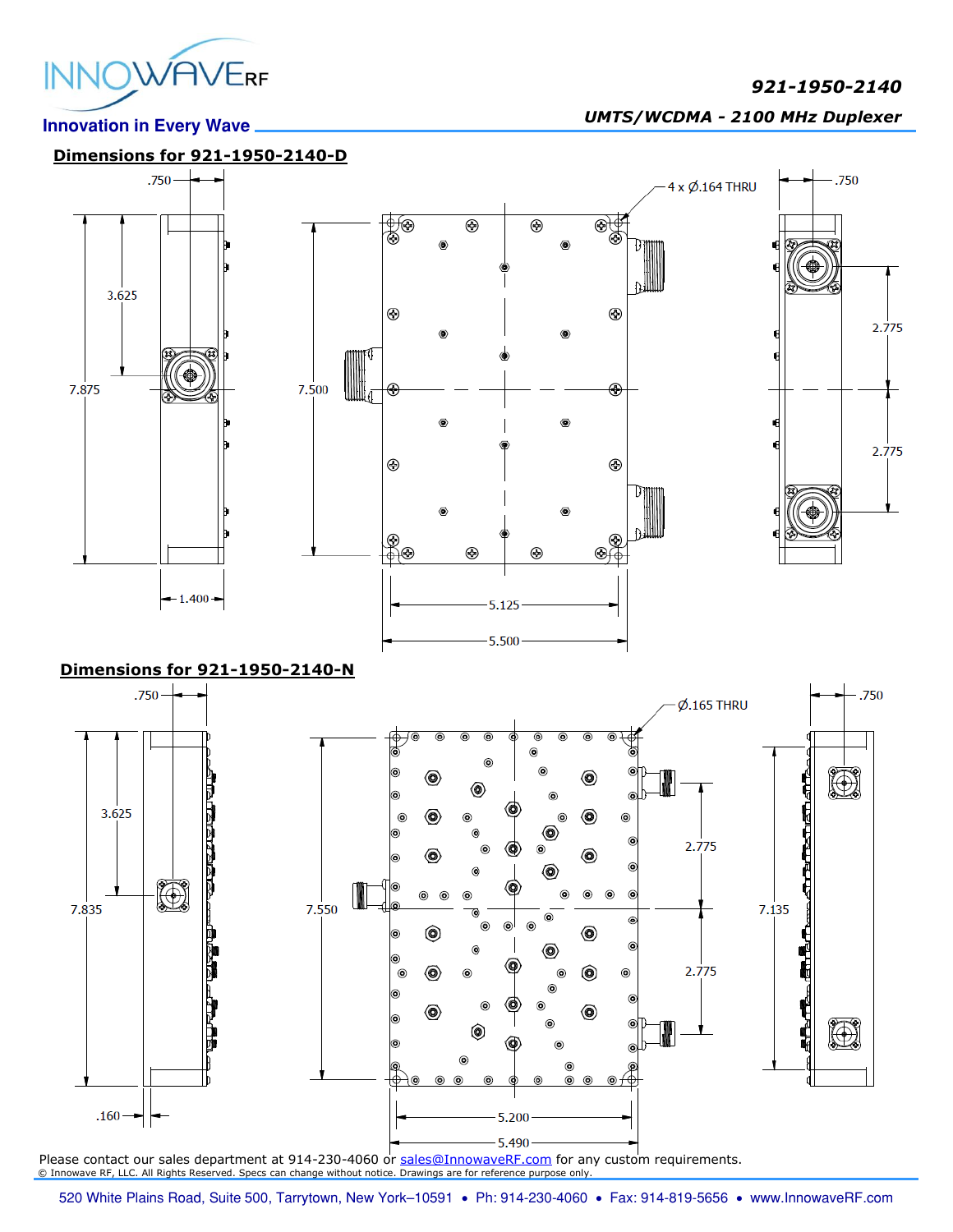**921-1950-2140**

**UMTS/WCDMA - 2100 MHz Duplexer**

## Dimensions for 921-1950-2140-D

.750
3.625
7.875
1.400
4 x Ø.164 THRU
7.500
5.125
5.500
.750
2.775
2.775

## Dimensions for 921-1950-2140-N

.750
3.625
7.835
.160
Ø.165 THRU
7.550
2.775
2.775
5.200
5.490
.750
7.135

Please contact our sales department at 914-230-4060 or sales@InnowaveRF.com for any custom requirements.

© Innowave RF, LLC. All Rights Reserved. Specs can change without notice. Drawings are for reference purpose only.